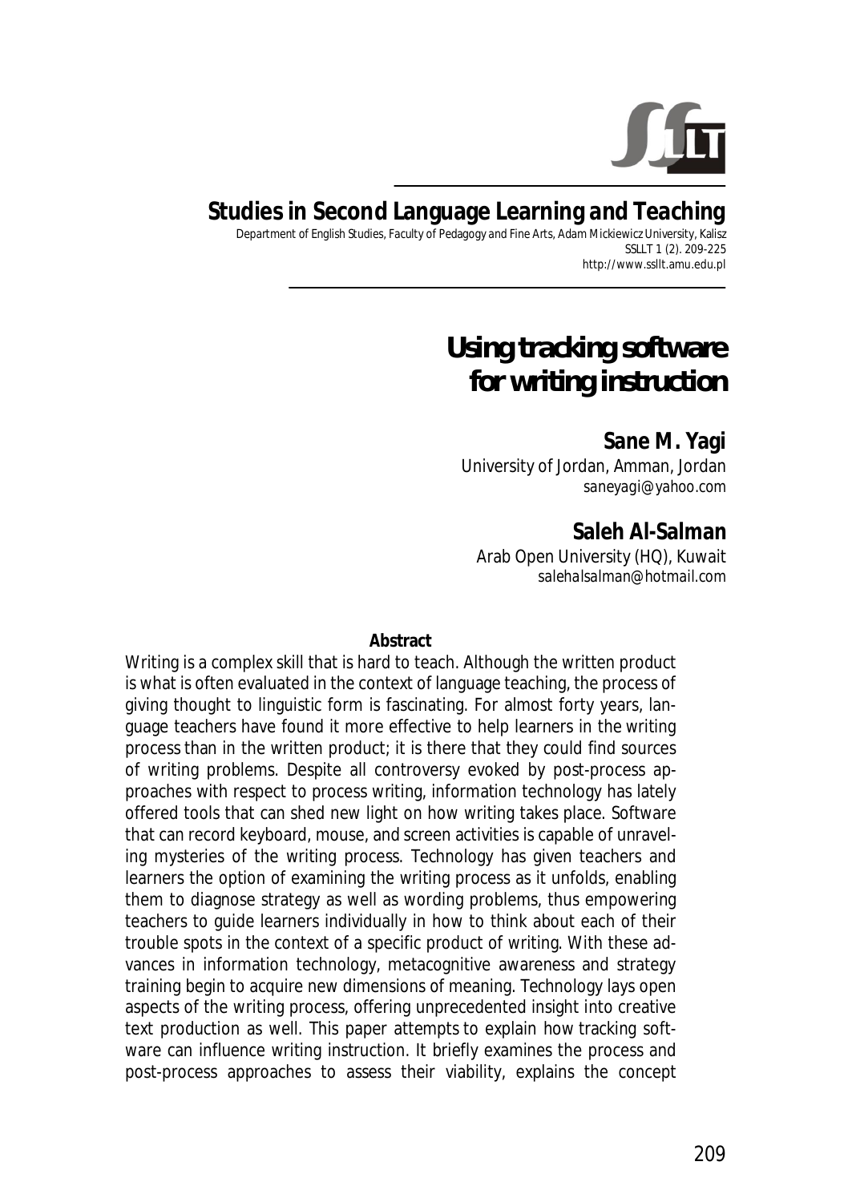# Studies in Second Language Learning and Teaching

Department of English Studies, Faculty of Pedagogy and Fine Arts, Adam Mickiewicz University, Kalisz
SSLLT 1 (2). 209-225
http://www.ssllt.amu.edu.pl

# Using tracking software for writing instruction

**Sane M. Yagi**
University of Jordan, Amman, Jordan
saneyagi@yahoo.com

**Saleh Al-Salman**
Arab Open University (HQ), Kuwait
salehalsalman@hotmail.com

**Abstract**

Writing is a complex skill that is hard to teach. Although the written product is what is often evaluated in the context of language teaching, the process of giving thought to linguistic form is fascinating. For almost forty years, language teachers have found it more effective to help learners in the writing process than in the written product; it is there that they could find sources of writing problems. Despite all controversy evoked by post-process approaches with respect to process writing, information technology has lately offered tools that can shed new light on how writing takes place. Software that can record keyboard, mouse, and screen activities is capable of unraveling mysteries of the writing process. Technology has given teachers and learners the option of examining the writing process as it unfolds, enabling them to diagnose strategy as well as wording problems, thus empowering teachers to guide learners individually in how to think about each of their trouble spots in the context of a specific product of writing. With these advances in information technology, metacognitive awareness and strategy training begin to acquire new dimensions of meaning. Technology lays open aspects of the writing process, offering unprecedented insight into creative text production as well. This paper attempts to explain how tracking software can influence writing instruction. It briefly examines the process and post-process approaches to assess their viability, explains the concept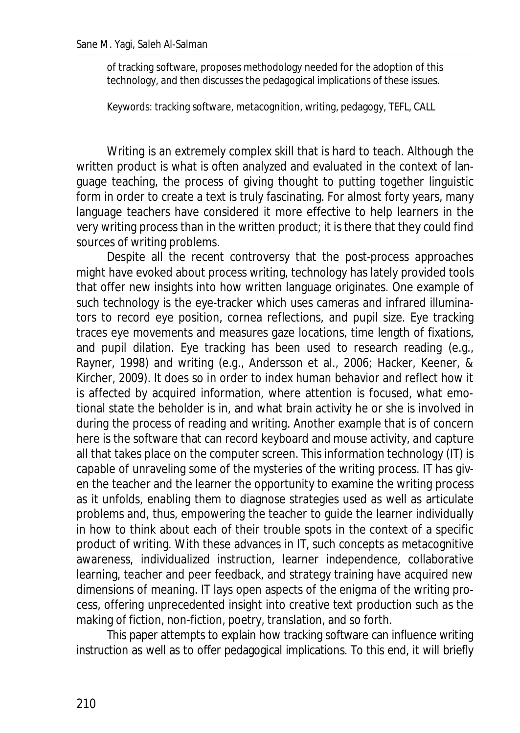of tracking software, proposes methodology needed for the adoption of this technology, and then discusses the pedagogical implications of these issues.

Keywords: tracking software, metacognition, writing, pedagogy, TEFL, CALL

Writing is an extremely complex skill that is hard to teach. Although the written product is what is often analyzed and evaluated in the context of language teaching, the process of giving thought to putting together linguistic form in order to create a text is truly fascinating. For almost forty years, many language teachers have considered it more effective to help learners in the very writing process than in the written product; it is there that they could find sources of writing problems.

Despite all the recent controversy that the post-process approaches might have evoked about process writing, technology has lately provided tools that offer new insights into how written language originates. One example of such technology is the eye-tracker which uses cameras and infrared illuminators to record eye position, cornea reflections, and pupil size. Eye tracking traces eye movements and measures gaze locations, time length of fixations, and pupil dilation. Eye tracking has been used to research reading (e.g., Rayner, 1998) and writing (e.g., Andersson et al., 2006; Hacker, Keener, & Kircher, 2009). It does so in order to index human behavior and reflect how it is affected by acquired information, where attention is focused, what emotional state the beholder is in, and what brain activity he or she is involved in during the process of reading and writing. Another example that is of concern here is the software that can record keyboard and mouse activity, and capture all that takes place on the computer screen. This information technology (IT) is capable of unraveling some of the mysteries of the writing process. IT has given the teacher and the learner the opportunity to examine the writing process as it unfolds, enabling them to diagnose strategies used as well as articulate problems and, thus, empowering the teacher to guide the learner individually in how to think about each of their trouble spots in the context of a specific product of writing. With these advances in IT, such concepts as metacognitive awareness, individualized instruction, learner independence, collaborative learning, teacher and peer feedback, and strategy training have acquired new dimensions of meaning. IT lays open aspects of the enigma of the writing process, offering unprecedented insight into creative text production such as the making of fiction, non-fiction, poetry, translation, and so forth.

This paper attempts to explain how tracking software can influence writing instruction as well as to offer pedagogical implications. To this end, it will briefly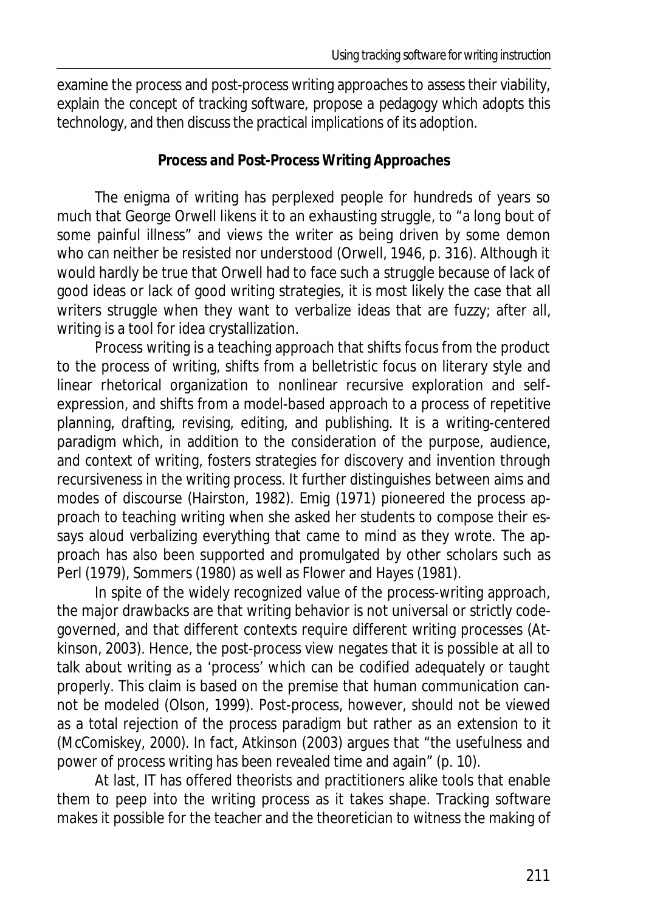examine the process and post-process writing approaches to assess their viability, explain the concept of tracking software, propose a pedagogy which adopts this technology, and then discuss the practical implications of its adoption.

## Process and Post-Process Writing Approaches

The enigma of writing has perplexed people for hundreds of years so much that George Orwell likens it to an exhausting struggle, to "a long bout of some painful illness" and views the writer as being driven by some demon who can neither be resisted nor understood (Orwell, 1946, p. 316). Although it would hardly be true that Orwell had to face such a struggle because of lack of good ideas or lack of good writing strategies, it is most likely the case that all writers struggle when they want to verbalize ideas that are fuzzy; after all, writing is a tool for idea crystallization.

Process writing is a teaching approach that shifts focus from the product to the process of writing, shifts from a belletristic focus on literary style and linear rhetorical organization to nonlinear recursive exploration and self-expression, and shifts from a model-based approach to a process of repetitive planning, drafting, revising, editing, and publishing. It is a writing-centered paradigm which, in addition to the consideration of the purpose, audience, and context of writing, fosters strategies for discovery and invention through recursiveness in the writing process. It further distinguishes between aims and modes of discourse (Hairston, 1982). Emig (1971) pioneered the process approach to teaching writing when she asked her students to compose their essays aloud verbalizing everything that came to mind as they wrote. The approach has also been supported and promulgated by other scholars such as Perl (1979), Sommers (1980) as well as Flower and Hayes (1981).

In spite of the widely recognized value of the process-writing approach, the major drawbacks are that writing behavior is not universal or strictly code-governed, and that different contexts require different writing processes (Atkinson, 2003). Hence, the post-process view negates that it is possible at all to talk about writing as a 'process' which can be codified adequately or taught properly. This claim is based on the premise that human communication cannot be modeled (Olson, 1999). Post-process, however, should not be viewed as a total rejection of the process paradigm but rather as an extension to it (McComiskey, 2000). In fact, Atkinson (2003) argues that "the usefulness and power of process writing has been revealed time and again" (p. 10).

At last, IT has offered theorists and practitioners alike tools that enable them to peep into the writing process as it takes shape. Tracking software makes it possible for the teacher and the theoretician to witness the making of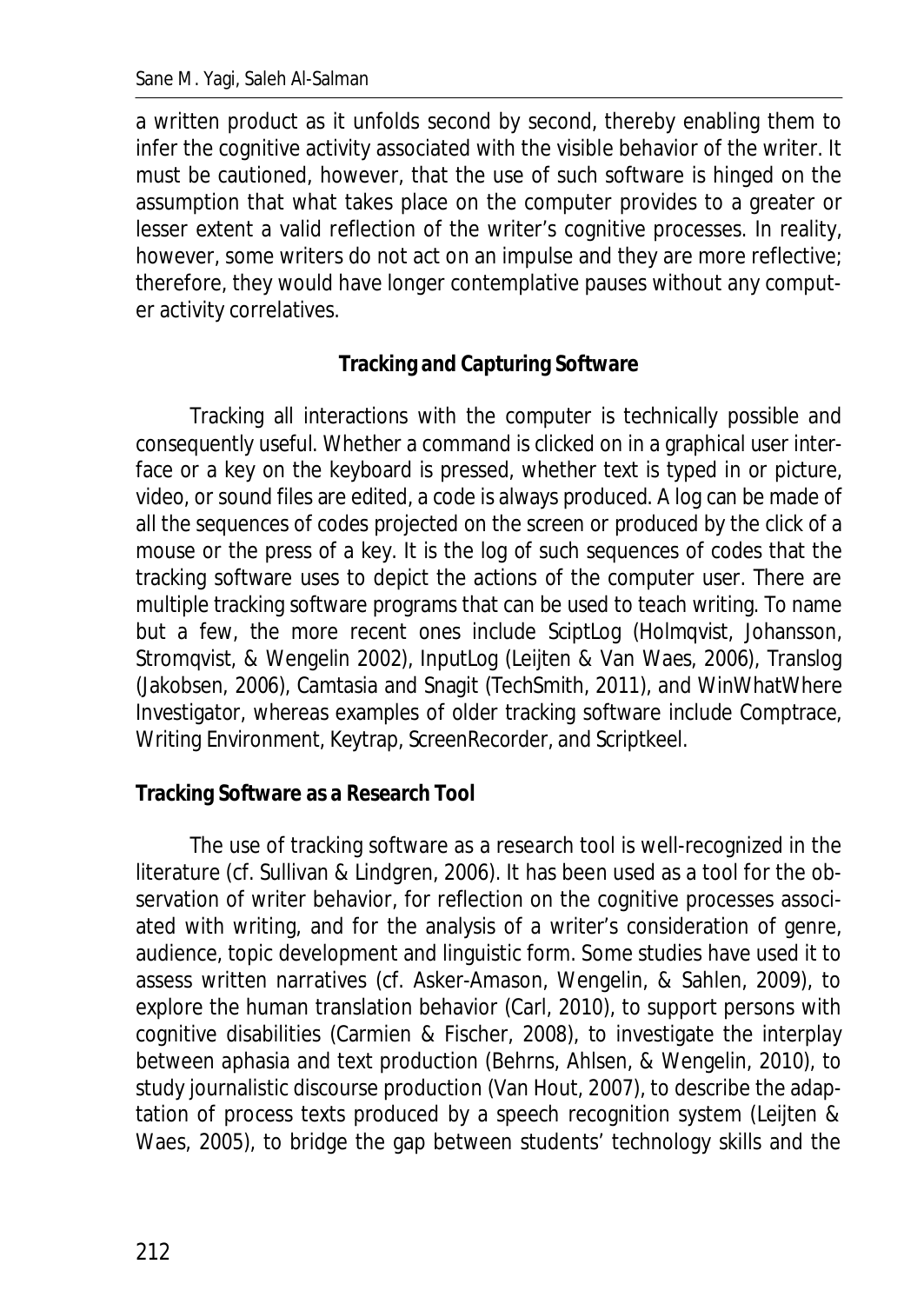a written product as it unfolds second by second, thereby enabling them to infer the cognitive activity associated with the visible behavior of the writer. It must be cautioned, however, that the use of such software is hinged on the assumption that what takes place on the computer provides to a greater or lesser extent a valid reflection of the writer's cognitive processes. In reality, however, some writers do not act on an impulse and they are more reflective; therefore, they would have longer contemplative pauses without any computer activity correlatives.

## Tracking and Capturing Software

Tracking all interactions with the computer is technically possible and consequently useful. Whether a command is clicked on in a graphical user interface or a key on the keyboard is pressed, whether text is typed in or picture, video, or sound files are edited, a code is always produced. A log can be made of all the sequences of codes projected on the screen or produced by the click of a mouse or the press of a key. It is the log of such sequences of codes that the tracking software uses to depict the actions of the computer user. There are multiple tracking software programs that can be used to teach writing. To name but a few, the more recent ones include SciptLog (Holmqvist, Johansson, Stromqvist, & Wengelin 2002), InputLog (Leijten & Van Waes, 2006), Translog (Jakobsen, 2006), Camtasia and Snagit (TechSmith, 2011), and WinWhatWhere Investigator, whereas examples of older tracking software include Comptrace, Writing Environment, Keytrap, ScreenRecorder, and Scriptkeel.

### Tracking Software as a Research Tool

The use of tracking software as a research tool is well-recognized in the literature (cf. Sullivan & Lindgren, 2006). It has been used as a tool for the observation of writer behavior, for reflection on the cognitive processes associated with writing, and for the analysis of a writer's consideration of genre, audience, topic development and linguistic form. Some studies have used it to assess written narratives (cf. Asker-Amason, Wengelin, & Sahlen, 2009), to explore the human translation behavior (Carl, 2010), to support persons with cognitive disabilities (Carmien & Fischer, 2008), to investigate the interplay between aphasia and text production (Behrns, Ahlsen, & Wengelin, 2010), to study journalistic discourse production (Van Hout, 2007), to describe the adaptation of process texts produced by a speech recognition system (Leijten & Waes, 2005), to bridge the gap between students' technology skills and the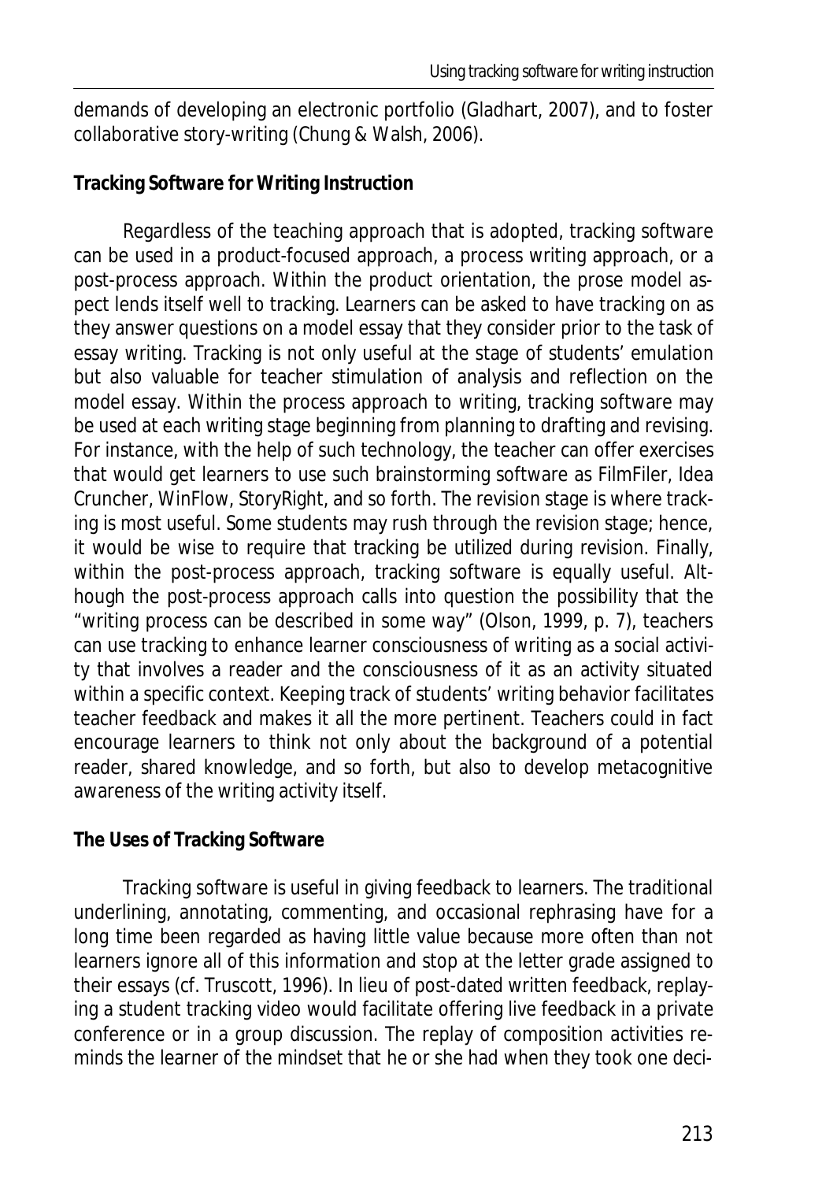demands of developing an electronic portfolio (Gladhart, 2007), and to foster collaborative story-writing (Chung & Walsh, 2006).

**Tracking Software for Writing Instruction**

Regardless of the teaching approach that is adopted, tracking software can be used in a product-focused approach, a process writing approach, or a post-process approach. Within the product orientation, the prose model aspect lends itself well to tracking. Learners can be asked to have tracking on as they answer questions on a model essay that they consider prior to the task of essay writing. Tracking is not only useful at the stage of students' emulation but also valuable for teacher stimulation of analysis and reflection on the model essay. Within the process approach to writing, tracking software may be used at each writing stage beginning from planning to drafting and revising. For instance, with the help of such technology, the teacher can offer exercises that would get learners to use such brainstorming software as FilmFiler, Idea Cruncher, WinFlow, StoryRight, and so forth. The revision stage is where tracking is most useful. Some students may rush through the revision stage; hence, it would be wise to require that tracking be utilized during revision. Finally, within the post-process approach, tracking software is equally useful. Although the post-process approach calls into question the possibility that the "writing process can be described in some way" (Olson, 1999, p. 7), teachers can use tracking to enhance learner consciousness of writing as a social activity that involves a reader and the consciousness of it as an activity situated within a specific context. Keeping track of students' writing behavior facilitates teacher feedback and makes it all the more pertinent. Teachers could in fact encourage learners to think not only about the background of a potential reader, shared knowledge, and so forth, but also to develop metacognitive awareness of the writing activity itself.

**The Uses of Tracking Software**

Tracking software is useful in giving feedback to learners. The traditional underlining, annotating, commenting, and occasional rephrasing have for a long time been regarded as having little value because more often than not learners ignore all of this information and stop at the letter grade assigned to their essays (cf. Truscott, 1996). In lieu of post-dated written feedback, replaying a student tracking video would facilitate offering live feedback in a private conference or in a group discussion. The replay of composition activities reminds the learner of the mindset that he or she had when they took one deci-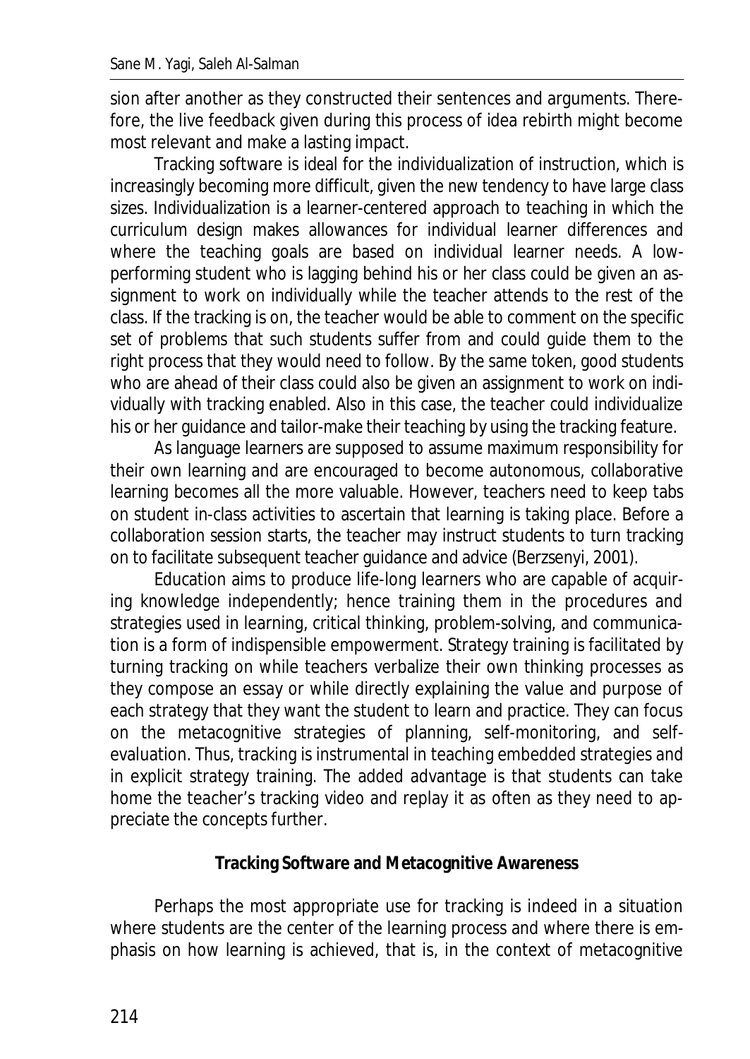sion after another as they constructed their sentences and arguments. Therefore, the live feedback given during this process of idea rebirth might become most relevant and make a lasting impact.

Tracking software is ideal for the individualization of instruction, which is increasingly becoming more difficult, given the new tendency to have large class sizes. Individualization is a learner-centered approach to teaching in which the curriculum design makes allowances for individual learner differences and where the teaching goals are based on individual learner needs. A low-performing student who is lagging behind his or her class could be given an assignment to work on individually while the teacher attends to the rest of the class. If the tracking is on, the teacher would be able to comment on the specific set of problems that such students suffer from and could guide them to the right process that they would need to follow. By the same token, good students who are ahead of their class could also be given an assignment to work on individually with tracking enabled. Also in this case, the teacher could individualize his or her guidance and tailor-make their teaching by using the tracking feature.

As language learners are supposed to assume maximum responsibility for their own learning and are encouraged to become autonomous, collaborative learning becomes all the more valuable. However, teachers need to keep tabs on student in-class activities to ascertain that learning is taking place. Before a collaboration session starts, the teacher may instruct students to turn tracking on to facilitate subsequent teacher guidance and advice (Berzsenyi, 2001).

Education aims to produce life-long learners who are capable of acquiring knowledge independently; hence training them in the procedures and strategies used in learning, critical thinking, problem-solving, and communication is a form of indispensible empowerment. Strategy training is facilitated by turning tracking on while teachers verbalize their own thinking processes as they compose an essay or while directly explaining the value and purpose of each strategy that they want the student to learn and practice. They can focus on the metacognitive strategies of planning, self-monitoring, and self-evaluation. Thus, tracking is instrumental in teaching embedded strategies and in explicit strategy training. The added advantage is that students can take home the teacher's tracking video and replay it as often as they need to appreciate the concepts further.

## Tracking Software and Metacognitive Awareness

Perhaps the most appropriate use for tracking is indeed in a situation where students are the center of the learning process and where there is emphasis on how learning is achieved, that is, in the context of metacognitive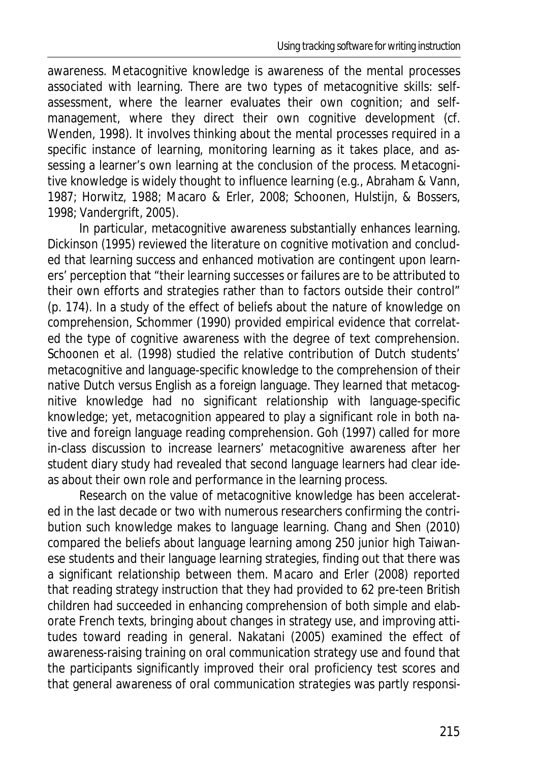awareness. Metacognitive knowledge is awareness of the mental processes associated with learning. There are two types of metacognitive skills: self-assessment, where the learner evaluates their own cognition; and self-management, where they direct their own cognitive development (cf. Wenden, 1998). It involves thinking about the mental processes required in a specific instance of learning, monitoring learning as it takes place, and assessing a learner's own learning at the conclusion of the process. Metacognitive knowledge is widely thought to influence learning (e.g., Abraham & Vann, 1987; Horwitz, 1988; Macaro & Erler, 2008; Schoonen, Hulstijn, & Bossers, 1998; Vandergrift, 2005).

In particular, metacognitive awareness substantially enhances learning. Dickinson (1995) reviewed the literature on cognitive motivation and concluded that learning success and enhanced motivation are contingent upon learners' perception that "their learning successes or failures are to be attributed to their own efforts and strategies rather than to factors outside their control" (p. 174). In a study of the effect of beliefs about the nature of knowledge on comprehension, Schommer (1990) provided empirical evidence that correlated the type of cognitive awareness with the degree of text comprehension. Schoonen et al. (1998) studied the relative contribution of Dutch students' metacognitive and language-specific knowledge to the comprehension of their native Dutch versus English as a foreign language. They learned that metacognitive knowledge had no significant relationship with language-specific knowledge; yet, metacognition appeared to play a significant role in both native and foreign language reading comprehension. Goh (1997) called for more in-class discussion to increase learners' metacognitive awareness after her student diary study had revealed that second language learners had clear ideas about their own role and performance in the learning process.

Research on the value of metacognitive knowledge has been accelerated in the last decade or two with numerous researchers confirming the contribution such knowledge makes to language learning. Chang and Shen (2010) compared the beliefs about language learning among 250 junior high Taiwanese students and their language learning strategies, finding out that there was a significant relationship between them. Macaro and Erler (2008) reported that reading strategy instruction that they had provided to 62 pre-teen British children had succeeded in enhancing comprehension of both simple and elaborate French texts, bringing about changes in strategy use, and improving attitudes toward reading in general. Nakatani (2005) examined the effect of awareness-raising training on oral communication strategy use and found that the participants significantly improved their oral proficiency test scores and that general awareness of oral communication strategies was partly responsi-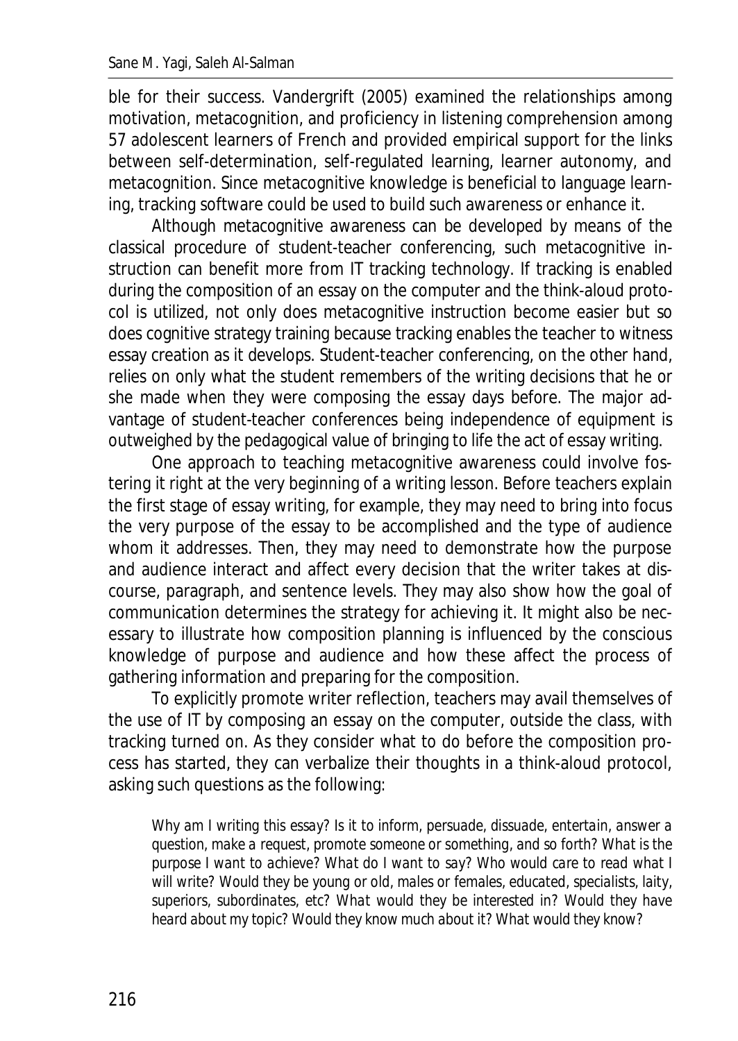ble for their success. Vandergrift (2005) examined the relationships among motivation, metacognition, and proficiency in listening comprehension among 57 adolescent learners of French and provided empirical support for the links between self-determination, self-regulated learning, learner autonomy, and metacognition. Since metacognitive knowledge is beneficial to language learning, tracking software could be used to build such awareness or enhance it.

Although metacognitive awareness can be developed by means of the classical procedure of student-teacher conferencing, such metacognitive instruction can benefit more from IT tracking technology. If tracking is enabled during the composition of an essay on the computer and the think-aloud protocol is utilized, not only does metacognitive instruction become easier but so does cognitive strategy training because tracking enables the teacher to witness essay creation as it develops. Student-teacher conferencing, on the other hand, relies on only what the student remembers of the writing decisions that he or she made when they were composing the essay days before. The major advantage of student-teacher conferences being independence of equipment is outweighed by the pedagogical value of bringing to life the act of essay writing.

One approach to teaching metacognitive awareness could involve fostering it right at the very beginning of a writing lesson. Before teachers explain the first stage of essay writing, for example, they may need to bring into focus the very purpose of the essay to be accomplished and the type of audience whom it addresses. Then, they may need to demonstrate how the purpose and audience interact and affect every decision that the writer takes at discourse, paragraph, and sentence levels. They may also show how the goal of communication determines the strategy for achieving it. It might also be necessary to illustrate how composition planning is influenced by the conscious knowledge of purpose and audience and how these affect the process of gathering information and preparing for the composition.

To explicitly promote writer reflection, teachers may avail themselves of the use of IT by composing an essay on the computer, outside the class, with tracking turned on. As they consider what to do before the composition process has started, they can verbalize their thoughts in a think-aloud protocol, asking such questions as the following:

> *Why am I writing this essay? Is it to inform, persuade, dissuade, entertain, answer a question, make a request, promote someone or something, and so forth? What is the purpose I want to achieve? What do I want to say? Who would care to read what I will write? Would they be young or old, males or females, educated, specialists, laity, superiors, subordinates, etc? What would they be interested in? Would they have heard about my topic? Would they know much about it? What would they know?*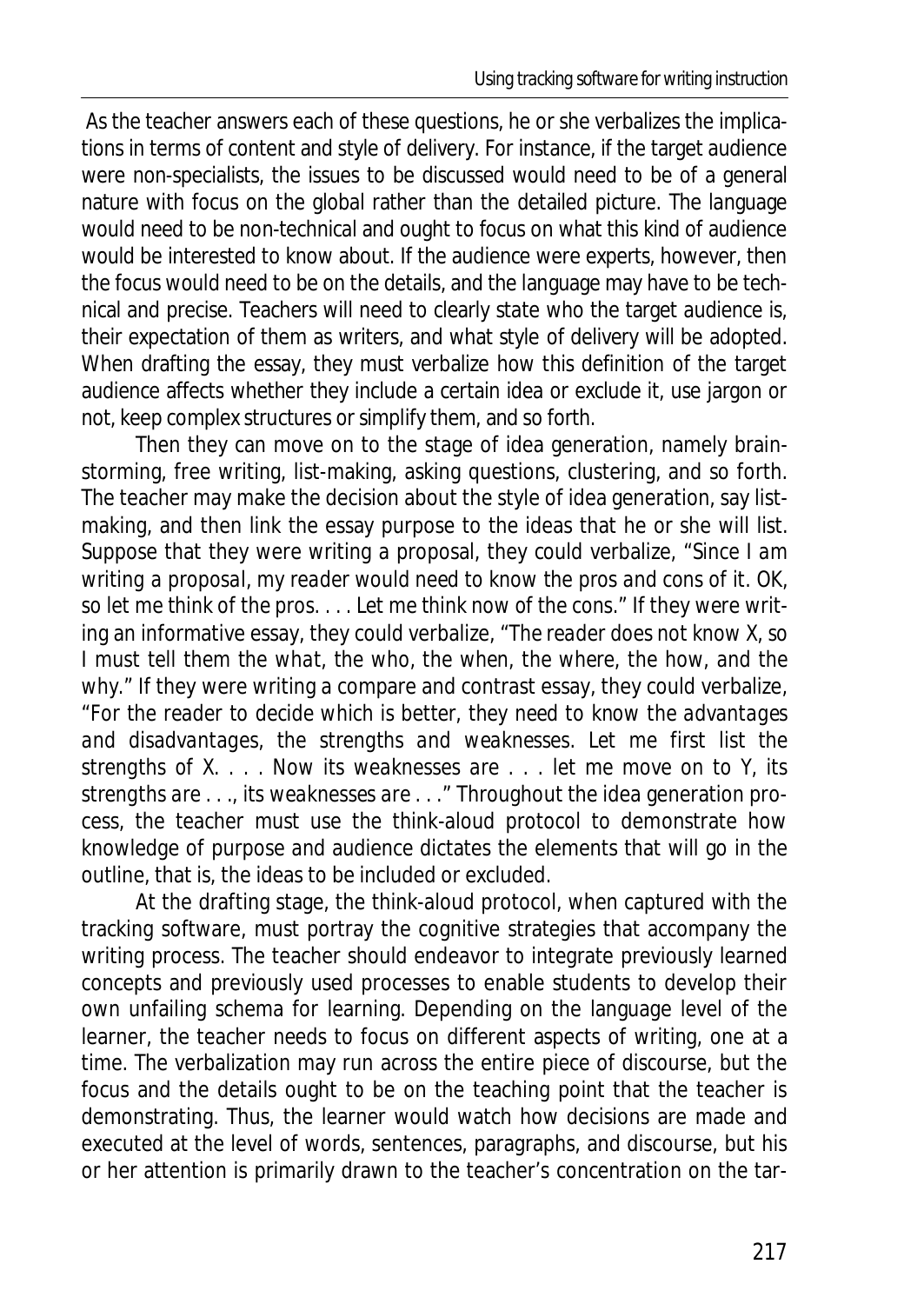As the teacher answers each of these questions, he or she verbalizes the implications in terms of content and style of delivery. For instance, if the target audience were non-specialists, the issues to be discussed would need to be of a general nature with focus on the global rather than the detailed picture. The language would need to be non-technical and ought to focus on what this kind of audience would be interested to know about. If the audience were experts, however, then the focus would need to be on the details, and the language may have to be technical and precise. Teachers will need to clearly state who the target audience is, their expectation of them as writers, and what style of delivery will be adopted. When drafting the essay, they must verbalize how this definition of the target audience affects whether they include a certain idea or exclude it, use jargon or not, keep complex structures or simplify them, and so forth.

Then they can move on to the stage of idea generation, namely brainstorming, free writing, list-making, asking questions, clustering, and so forth. The teacher may make the decision about the style of idea generation, say list-making, and then link the essay purpose to the ideas that he or she will list. Suppose that they were writing a proposal, they could verbalize, "*Since I am writing a proposal, my reader would need to know the pros and cons of it. OK, so let me think of the pros. . . . Let me think now of the cons.*" If they were writing an informative essay, they could verbalize, "*The reader does not know X, so I must tell them the what, the who, the when, the where, the how, and the why.*" If they were writing a compare and contrast essay, they could verbalize, "*For the reader to decide which is better, they need to know the advantages and disadvantages, the strengths and weaknesses. Let me first list the strengths of X. . . . Now its weaknesses are . . . let me move on to Y, its strengths are . . ., its weaknesses are . . .*" Throughout the idea generation process, the teacher must use the think-aloud protocol to demonstrate how knowledge of purpose and audience dictates the elements that will go in the outline, that is, the ideas to be included or excluded.

At the drafting stage, the think-aloud protocol, when captured with the tracking software, must portray the cognitive strategies that accompany the writing process. The teacher should endeavor to integrate previously learned concepts and previously used processes to enable students to develop their own unfailing schema for learning. Depending on the language level of the learner, the teacher needs to focus on different aspects of writing, one at a time. The verbalization may run across the entire piece of discourse, but the focus and the details ought to be on the teaching point that the teacher is demonstrating. Thus, the learner would watch how decisions are made and executed at the level of words, sentences, paragraphs, and discourse, but his or her attention is primarily drawn to the teacher's concentration on the tar-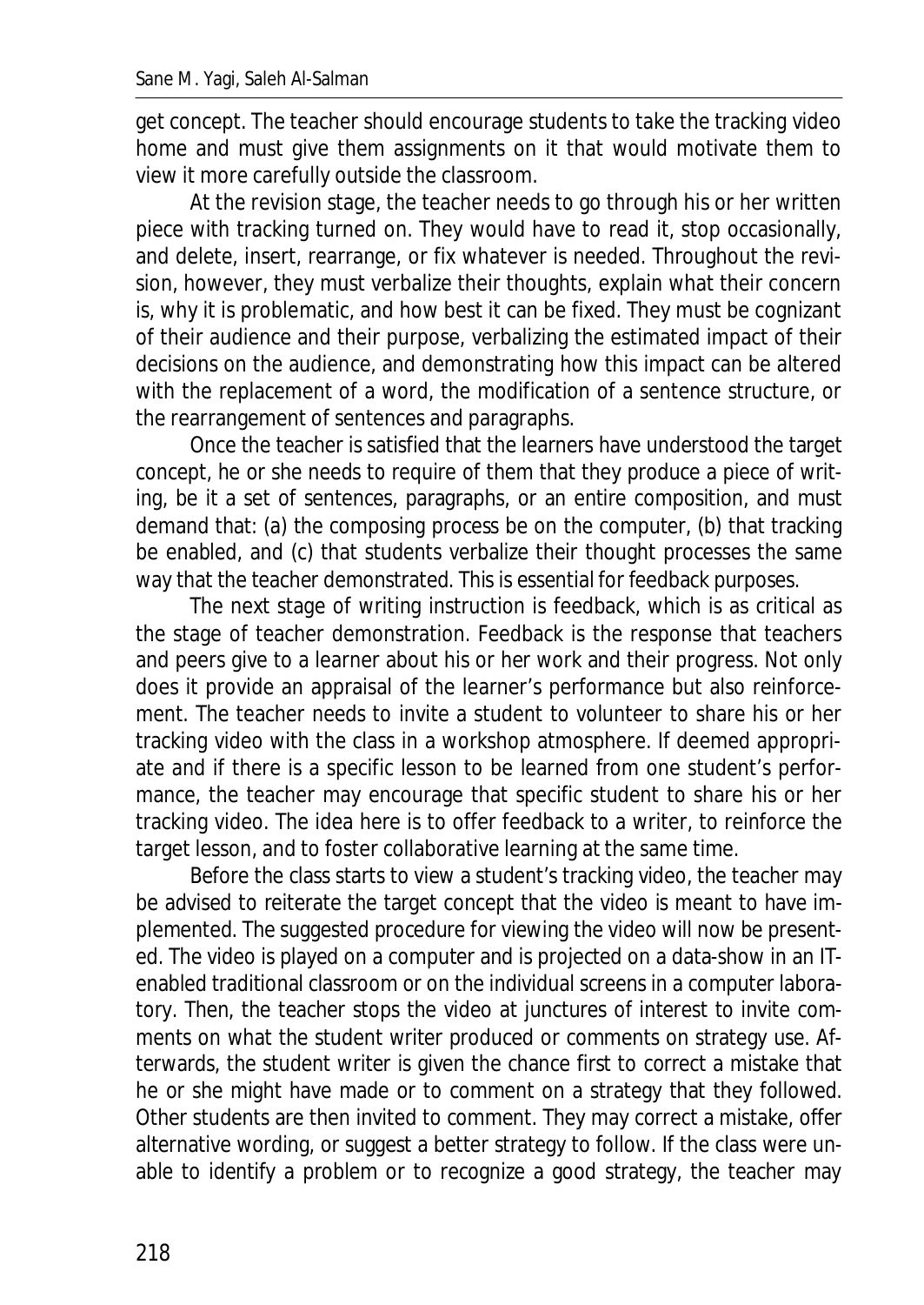get concept. The teacher should encourage students to take the tracking video home and must give them assignments on it that would motivate them to view it more carefully outside the classroom.

At the revision stage, the teacher needs to go through his or her written piece with tracking turned on. They would have to read it, stop occasionally, and delete, insert, rearrange, or fix whatever is needed. Throughout the revision, however, they must verbalize their thoughts, explain what their concern is, why it is problematic, and how best it can be fixed. They must be cognizant of their audience and their purpose, verbalizing the estimated impact of their decisions on the audience, and demonstrating how this impact can be altered with the replacement of a word, the modification of a sentence structure, or the rearrangement of sentences and paragraphs.

Once the teacher is satisfied that the learners have understood the target concept, he or she needs to require of them that they produce a piece of writing, be it a set of sentences, paragraphs, or an entire composition, and must demand that: (a) the composing process be on the computer, (b) that tracking be enabled, and (c) that students verbalize their thought processes the same way that the teacher demonstrated. This is essential for feedback purposes.

The next stage of writing instruction is feedback, which is as critical as the stage of teacher demonstration. Feedback is the response that teachers and peers give to a learner about his or her work and their progress. Not only does it provide an appraisal of the learner's performance but also reinforcement. The teacher needs to invite a student to volunteer to share his or her tracking video with the class in a workshop atmosphere. If deemed appropriate and if there is a specific lesson to be learned from one student's performance, the teacher may encourage that specific student to share his or her tracking video. The idea here is to offer feedback to a writer, to reinforce the target lesson, and to foster collaborative learning at the same time.

Before the class starts to view a student's tracking video, the teacher may be advised to reiterate the target concept that the video is meant to have implemented. The suggested procedure for viewing the video will now be presented. The video is played on a computer and is projected on a data-show in an IT-enabled traditional classroom or on the individual screens in a computer laboratory. Then, the teacher stops the video at junctures of interest to invite comments on what the student writer produced or comments on strategy use. Afterwards, the student writer is given the chance first to correct a mistake that he or she might have made or to comment on a strategy that they followed. Other students are then invited to comment. They may correct a mistake, offer alternative wording, or suggest a better strategy to follow. If the class were unable to identify a problem or to recognize a good strategy, the teacher may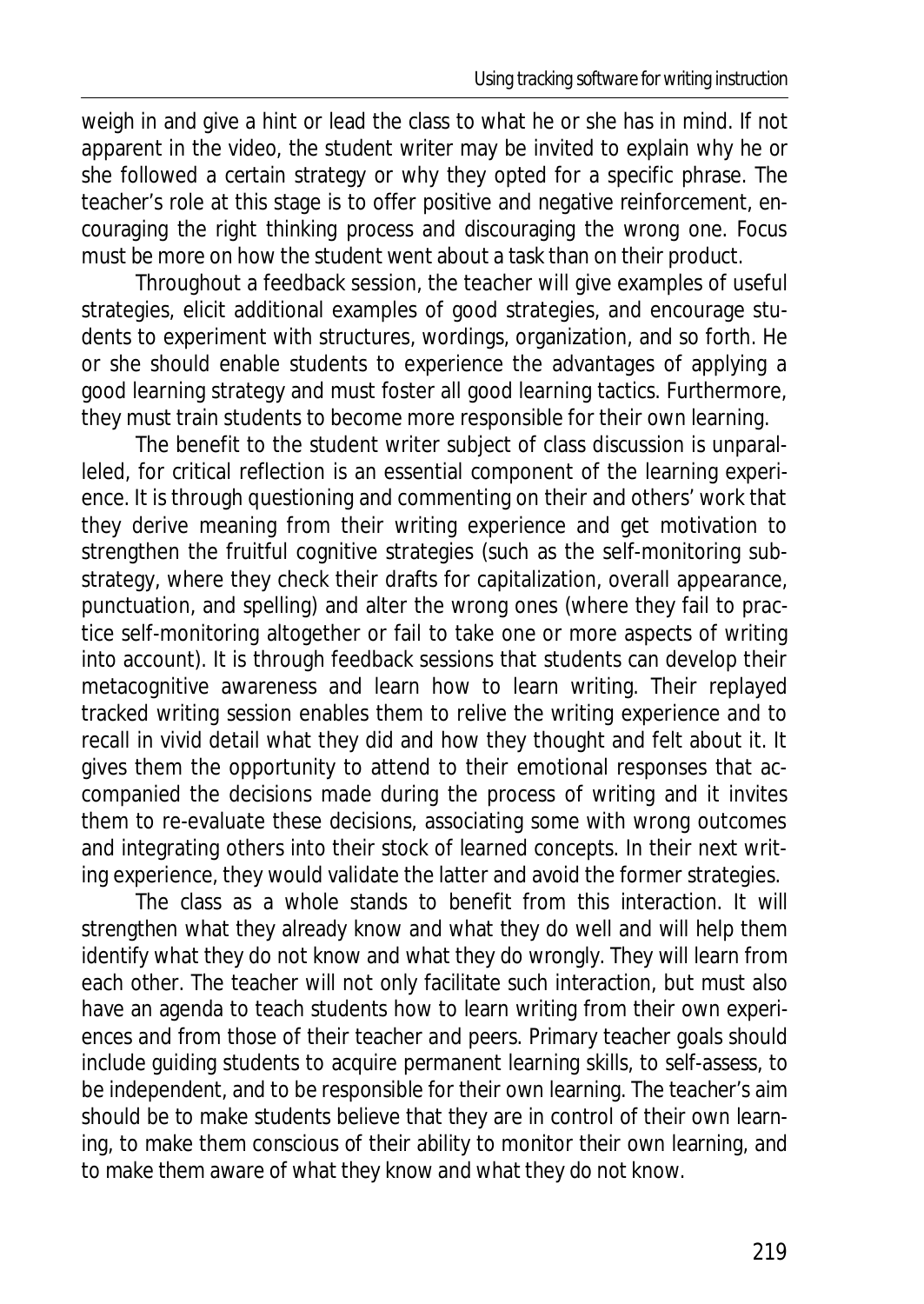weigh in and give a hint or lead the class to what he or she has in mind. If not apparent in the video, the student writer may be invited to explain why he or she followed a certain strategy or why they opted for a specific phrase. The teacher's role at this stage is to offer positive and negative reinforcement, encouraging the right thinking process and discouraging the wrong one. Focus must be more on how the student went about a task than on their product.

Throughout a feedback session, the teacher will give examples of useful strategies, elicit additional examples of good strategies, and encourage students to experiment with structures, wordings, organization, and so forth. He or she should enable students to experience the advantages of applying a good learning strategy and must foster all good learning tactics. Furthermore, they must train students to become more responsible for their own learning.

The benefit to the student writer subject of class discussion is unparalleled, for critical reflection is an essential component of the learning experience. It is through questioning and commenting on their and others' work that they derive meaning from their writing experience and get motivation to strengthen the fruitful cognitive strategies (such as the self-monitoring substrategy, where they check their drafts for capitalization, overall appearance, punctuation, and spelling) and alter the wrong ones (where they fail to practice self-monitoring altogether or fail to take one or more aspects of writing into account). It is through feedback sessions that students can develop their metacognitive awareness and learn how to learn writing. Their replayed tracked writing session enables them to relive the writing experience and to recall in vivid detail what they did and how they thought and felt about it. It gives them the opportunity to attend to their emotional responses that accompanied the decisions made during the process of writing and it invites them to re-evaluate these decisions, associating some with wrong outcomes and integrating others into their stock of learned concepts. In their next writing experience, they would validate the latter and avoid the former strategies.

The class as a whole stands to benefit from this interaction. It will strengthen what they already know and what they do well and will help them identify what they do not know and what they do wrongly. They will learn from each other. The teacher will not only facilitate such interaction, but must also have an agenda to teach students how to learn writing from their own experiences and from those of their teacher and peers. Primary teacher goals should include guiding students to acquire permanent learning skills, to self-assess, to be independent, and to be responsible for their own learning. The teacher's aim should be to make students believe that they are in control of their own learning, to make them conscious of their ability to monitor their own learning, and to make them aware of what they know and what they do not know.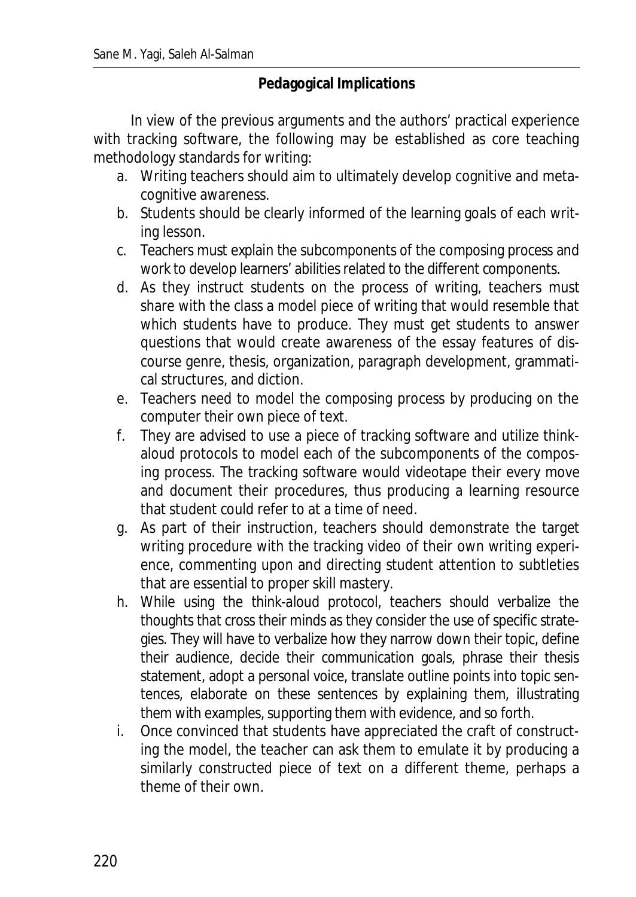## Pedagogical Implications

In view of the previous arguments and the authors' practical experience with tracking software, the following may be established as core teaching methodology standards for writing:

a. Writing teachers should aim to ultimately develop cognitive and meta-cognitive awareness.
b. Students should be clearly informed of the learning goals of each writing lesson.
c. Teachers must explain the subcomponents of the composing process and work to develop learners' abilities related to the different components.
d. As they instruct students on the process of writing, teachers must share with the class a model piece of writing that would resemble that which students have to produce. They must get students to answer questions that would create awareness of the essay features of discourse genre, thesis, organization, paragraph development, grammatical structures, and diction.
e. Teachers need to model the composing process by producing on the computer their own piece of text.
f. They are advised to use a piece of tracking software and utilize think-aloud protocols to model each of the subcomponents of the composing process. The tracking software would videotape their every move and document their procedures, thus producing a learning resource that student could refer to at a time of need.
g. As part of their instruction, teachers should demonstrate the target writing procedure with the tracking video of their own writing experience, commenting upon and directing student attention to subtleties that are essential to proper skill mastery.
h. While using the think-aloud protocol, teachers should verbalize the thoughts that cross their minds as they consider the use of specific strategies. They will have to verbalize how they narrow down their topic, define their audience, decide their communication goals, phrase their thesis statement, adopt a personal voice, translate outline points into topic sentences, elaborate on these sentences by explaining them, illustrating them with examples, supporting them with evidence, and so forth.
i. Once convinced that students have appreciated the craft of constructing the model, the teacher can ask them to emulate it by producing a similarly constructed piece of text on a different theme, perhaps a theme of their own.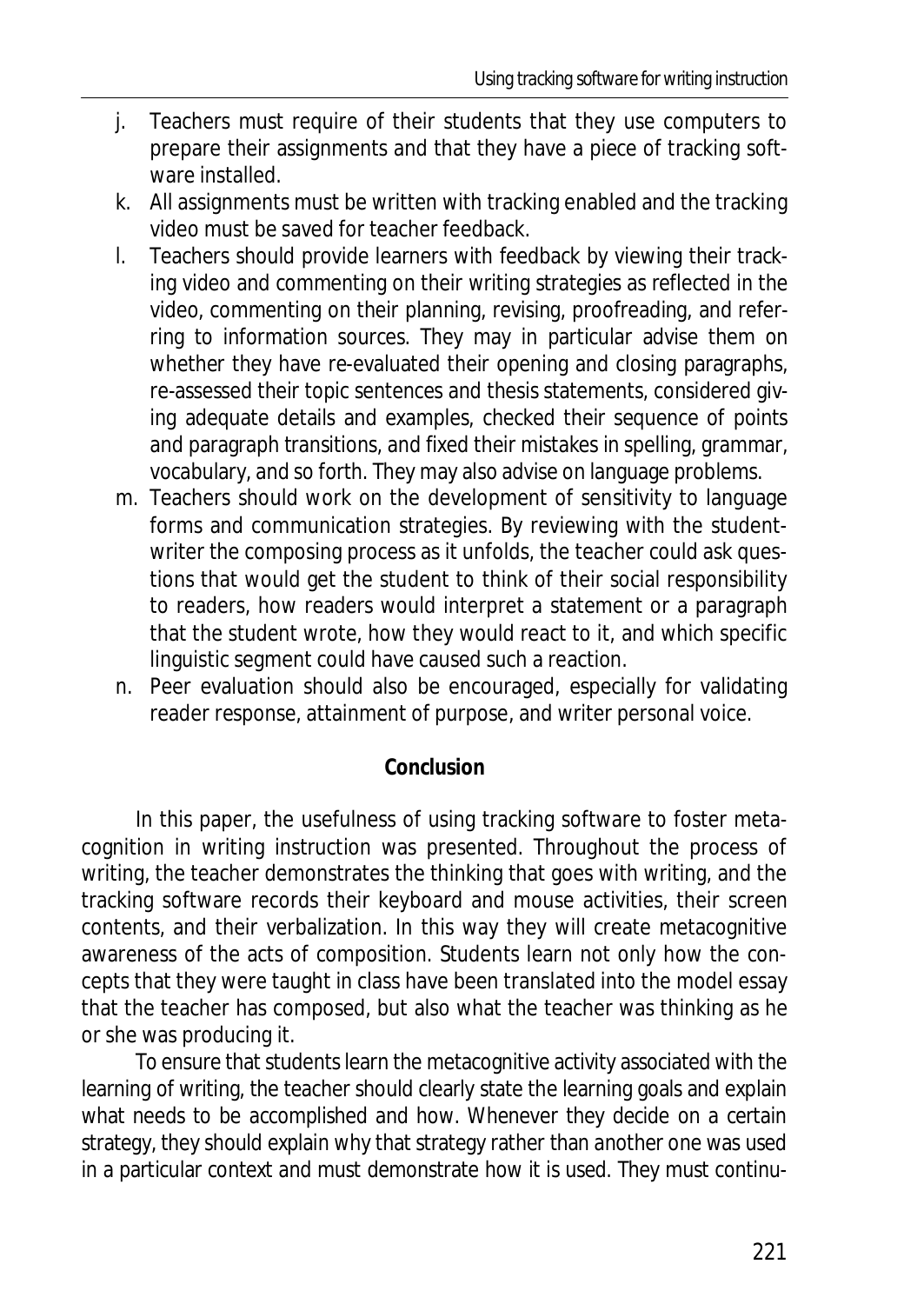j. Teachers must require of their students that they use computers to prepare their assignments and that they have a piece of tracking software installed.
k. All assignments must be written with tracking enabled and the tracking video must be saved for teacher feedback.
l. Teachers should provide learners with feedback by viewing their tracking video and commenting on their writing strategies as reflected in the video, commenting on their planning, revising, proofreading, and referring to information sources. They may in particular advise them on whether they have re-evaluated their opening and closing paragraphs, re-assessed their topic sentences and thesis statements, considered giving adequate details and examples, checked their sequence of points and paragraph transitions, and fixed their mistakes in spelling, grammar, vocabulary, and so forth. They may also advise on language problems.
m. Teachers should work on the development of sensitivity to language forms and communication strategies. By reviewing with the student-writer the composing process as it unfolds, the teacher could ask questions that would get the student to think of their social responsibility to readers, how readers would interpret a statement or a paragraph that the student wrote, how they would react to it, and which specific linguistic segment could have caused such a reaction.
n. Peer evaluation should also be encouraged, especially for validating reader response, attainment of purpose, and writer personal voice.

## Conclusion

In this paper, the usefulness of using tracking software to foster metacognition in writing instruction was presented. Throughout the process of writing, the teacher demonstrates the thinking that goes with writing, and the tracking software records their keyboard and mouse activities, their screen contents, and their verbalization. In this way they will create metacognitive awareness of the acts of composition. Students learn not only how the concepts that they were taught in class have been translated into the model essay that the teacher has composed, but also what the teacher was thinking as he or she was producing it.

To ensure that students learn the metacognitive activity associated with the learning of writing, the teacher should clearly state the learning goals and explain what needs to be accomplished and how. Whenever they decide on a certain strategy, they should explain why that strategy rather than another one was used in a particular context and must demonstrate how it is used. They must continu-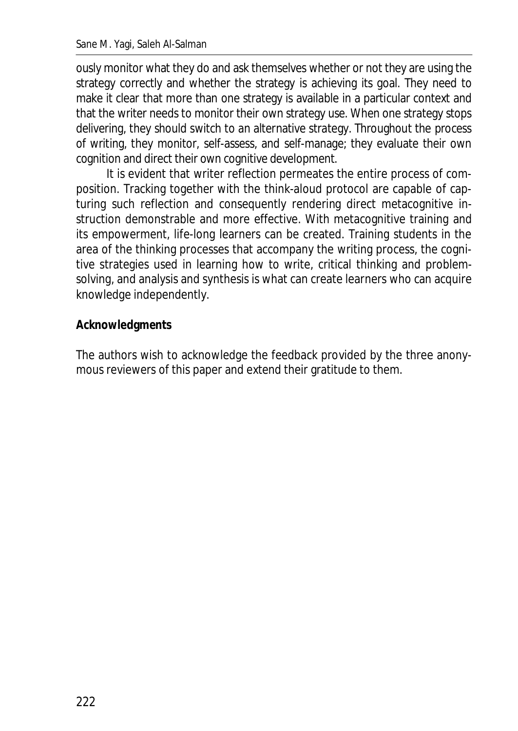ously monitor what they do and ask themselves whether or not they are using the strategy correctly and whether the strategy is achieving its goal. They need to make it clear that more than one strategy is available in a particular context and that the writer needs to monitor their own strategy use. When one strategy stops delivering, they should switch to an alternative strategy. Throughout the process of writing, they monitor, self-assess, and self-manage; they evaluate their own cognition and direct their own cognitive development.

It is evident that writer reflection permeates the entire process of composition. Tracking together with the think-aloud protocol are capable of capturing such reflection and consequently rendering direct metacognitive instruction demonstrable and more effective. With metacognitive training and its empowerment, life-long learners can be created. Training students in the area of the thinking processes that accompany the writing process, the cognitive strategies used in learning how to write, critical thinking and problem-solving, and analysis and synthesis is what can create learners who can acquire knowledge independently.

**Acknowledgments**

The authors wish to acknowledge the feedback provided by the three anonymous reviewers of this paper and extend their gratitude to them.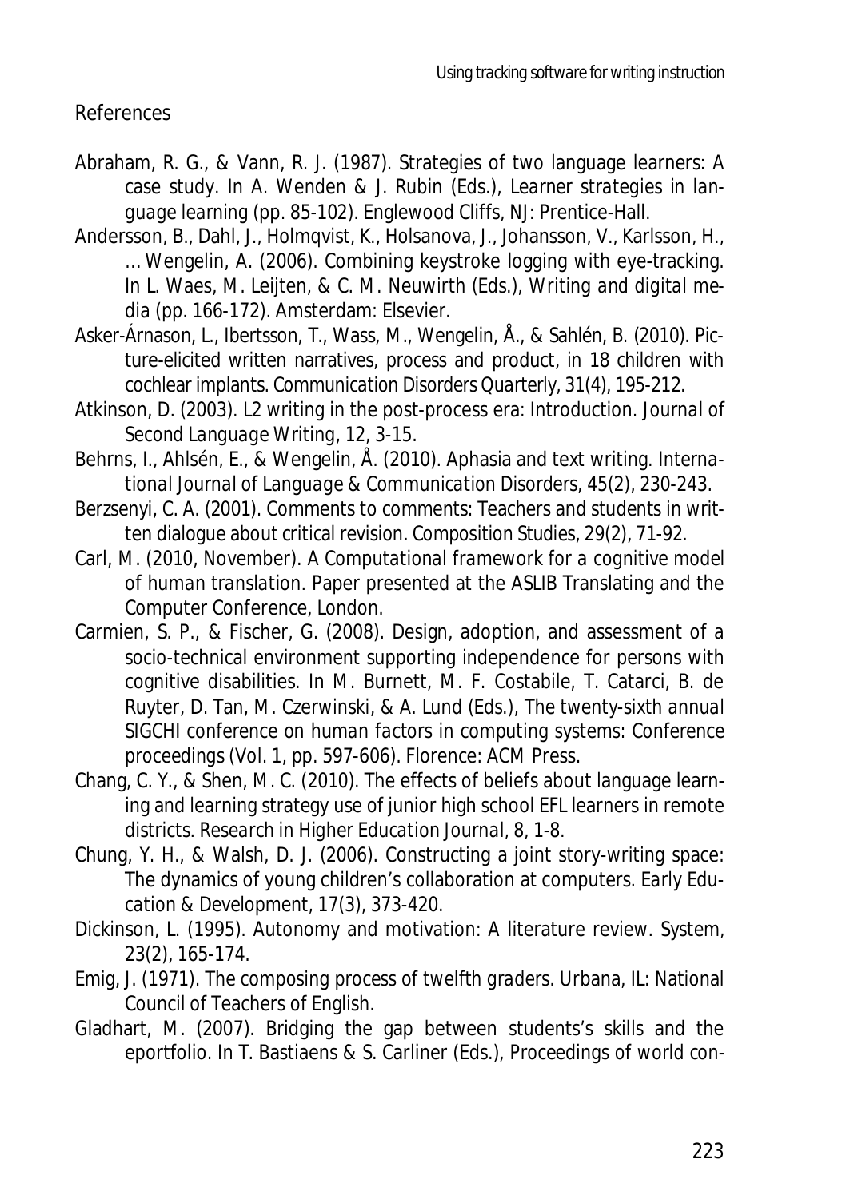## References

Abraham, R. G., & Vann, R. J. (1987). Strategies of two language learners: A case study. In A. Wenden & J. Rubin (Eds.), *Learner strategies in language learning* (pp. 85-102). Englewood Cliffs, NJ: Prentice-Hall.

Andersson, B., Dahl, J., Holmqvist, K., Holsanova, J., Johansson, V., Karlsson, H., … Wengelin, A. (2006). Combining keystroke logging with eye-tracking. In L. Waes, M. Leijten, & C. M. Neuwirth (Eds.), *Writing and digital media* (pp. 166-172). Amsterdam: Elsevier.

Asker-Árnason, L., Ibertsson, T., Wass, M., Wengelin, Å., & Sahlén, B. (2010). Picture-elicited written narratives, process and product, in 18 children with cochlear implants. *Communication Disorders Quarterly, 31*(4), 195-212.

Atkinson, D. (2003). L2 writing in the post-process era: Introduction. *Journal of Second Language Writing, 12*, 3-15.

Behrns, I., Ahlsén, E., & Wengelin, Å. (2010). Aphasia and text writing. *International Journal of Language & Communication Disorders, 45*(2), 230-243.

Berzsenyi, C. A. (2001). Comments to comments: Teachers and students in written dialogue about critical revision. *Composition Studies, 29*(2), 71-92.

Carl, M. (2010, November). *A Computational framework for a cognitive model of human translation.* Paper presented at the ASLIB Translating and the Computer Conference, London.

Carmien, S. P., & Fischer, G. (2008). Design, adoption, and assessment of a socio-technical environment supporting independence for persons with cognitive disabilities. In M. Burnett, M. F. Costabile, T. Catarci, B. de Ruyter, D. Tan, M. Czerwinski, & A. Lund (Eds.), *The twenty-sixth annual SIGCHI conference on human factors in computing systems: Conference proceedings* (Vol. 1, pp. 597-606). Florence: ACM Press.

Chang, C. Y., & Shen, M. C. (2010). The effects of beliefs about language learning and learning strategy use of junior high school EFL learners in remote districts. *Research in Higher Education Journal, 8*, 1-8.

Chung, Y. H., & Walsh, D. J. (2006). Constructing a joint story-writing space: The dynamics of young children's collaboration at computers. *Early Education & Development, 17*(3), 373-420.

Dickinson, L. (1995). Autonomy and motivation: A literature review. *System, 23*(2), 165-174.

Emig, J. (1971). *The composing process of twelfth graders.* Urbana, IL: National Council of Teachers of English.

Gladhart, M. (2007). Bridging the gap between students's skills and the eportfolio. In T. Bastiaens & S. Carliner (Eds.), *Proceedings of world con-*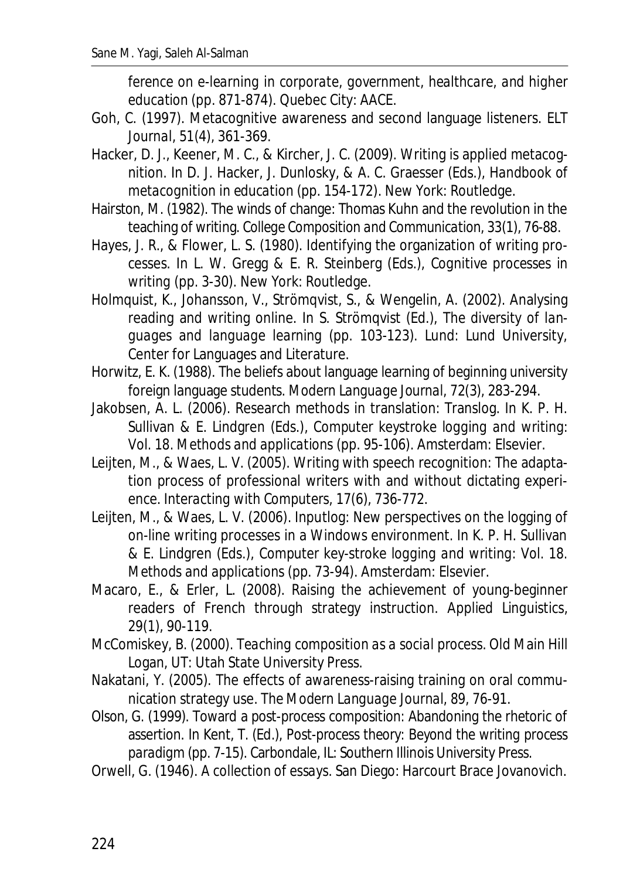ference on e-learning in corporate, government, healthcare, and higher education* (pp. 871-874). Quebec City: AACE.

Goh, C. (1997). Metacognitive awareness and second language listeners. *ELT Journal, 51*(4), 361-369.

Hacker, D. J., Keener, M. C., & Kircher, J. C. (2009). Writing is applied metacognition. In D. J. Hacker, J. Dunlosky, & A. C. Graesser (Eds.), *Handbook of metacognition in education* (pp. 154-172). New York: Routledge.

Hairston, M. (1982). The winds of change: Thomas Kuhn and the revolution in the teaching of writing. *College Composition and Communication, 33*(1), 76-88.

Hayes, J. R., & Flower, L. S. (1980). Identifying the organization of writing processes. In L. W. Gregg & E. R. Steinberg (Eds.), *Cognitive processes in writing* (pp. 3-30). New York: Routledge.

Holmquist, K., Johansson, V., Strömqvist, S., & Wengelin, A. (2002). Analysing reading and writing online. In S. Strömqvist (Ed.), *The diversity of languages and language learning* (pp. 103-123). Lund: Lund University, Center for Languages and Literature.

Horwitz, E. K. (1988). The beliefs about language learning of beginning university foreign language students. *Modern Language Journal, 72*(3), 283-294.

Jakobsen, A. L. (2006). Research methods in translation: Translog. In K. P. H. Sullivan & E. Lindgren (Eds.), *Computer keystroke logging and writing: Vol. 18. Methods and applications* (pp. 95-106). Amsterdam: Elsevier.

Leijten, M., & Waes, L. V. (2005). Writing with speech recognition: The adaptation process of professional writers with and without dictating experience. *Interacting with Computers, 17*(6), 736-772.

Leijten, M., & Waes, L. V. (2006). Inputlog: New perspectives on the logging of on-line writing processes in a Windows environment. In K. P. H. Sullivan & E. Lindgren (Eds.), *Computer key-stroke logging and writing: Vol. 18. Methods and applications* (pp. 73-94). Amsterdam: Elsevier.

Macaro, E., & Erler, L. (2008). Raising the achievement of young-beginner readers of French through strategy instruction. *Applied Linguistics, 29*(1), 90-119.

McComiskey, B. (2000). *Teaching composition as a social process*. Old Main Hill Logan, UT: Utah State University Press.

Nakatani, Y. (2005). The effects of awareness-raising training on oral communication strategy use. *The Modern Language Journal, 89*, 76-91.

Olson, G. (1999). Toward a post-process composition: Abandoning the rhetoric of assertion. In Kent, T. (Ed.), *Post-process theory: Beyond the writing process paradigm* (pp. 7-15). Carbondale, IL: Southern Illinois University Press.

Orwell, G. (1946). *A collection of essays*. San Diego: Harcourt Brace Jovanovich.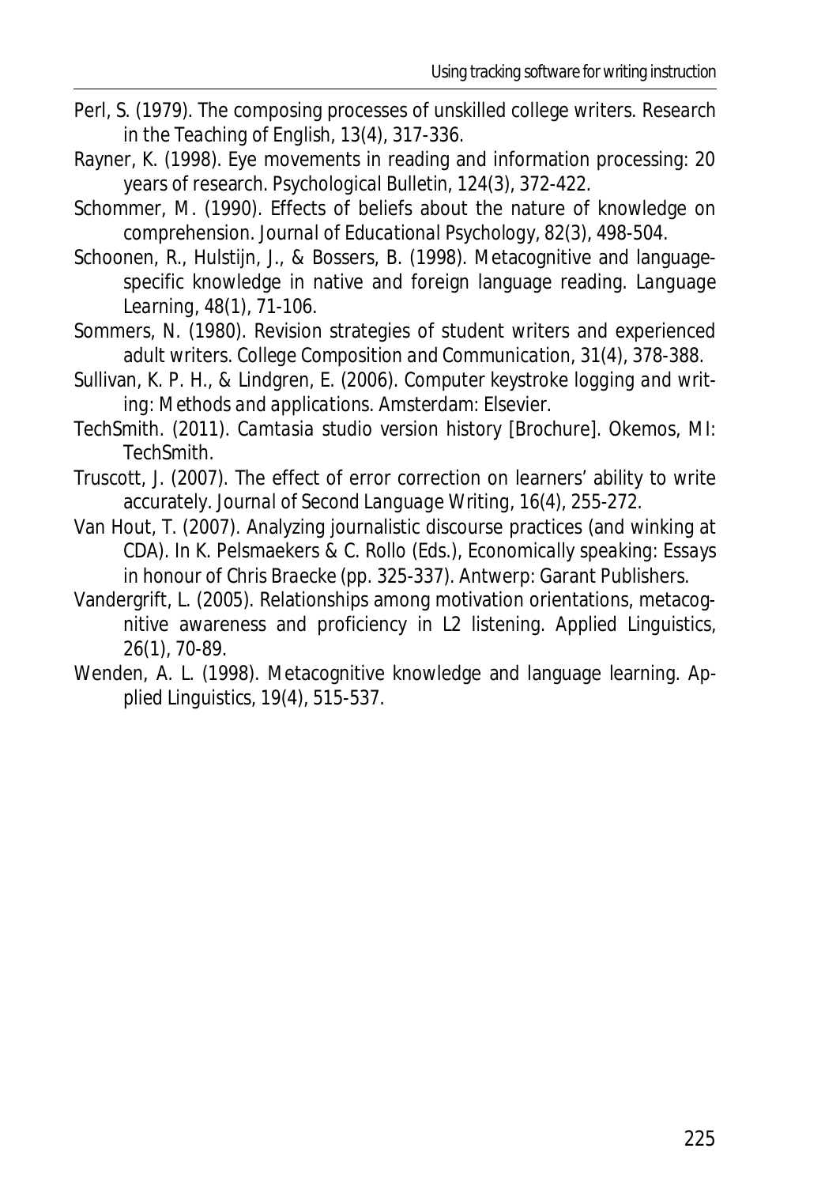Perl, S. (1979). The composing processes of unskilled college writers. *Research in the Teaching of English, 13*(4), 317-336.

Rayner, K. (1998). Eye movements in reading and information processing: 20 years of research. *Psychological Bulletin, 124*(3), 372-422.

Schommer, M. (1990). Effects of beliefs about the nature of knowledge on comprehension. *Journal of Educational Psychology, 82*(3), 498-504.

Schoonen, R., Hulstijn, J., & Bossers, B. (1998). Metacognitive and language-specific knowledge in native and foreign language reading. *Language Learning, 48*(1), 71-106.

Sommers, N. (1980). Revision strategies of student writers and experienced adult writers. *College Composition and Communication, 31*(4), 378-388.

Sullivan, K. P. H., & Lindgren, E. (2006). *Computer keystroke logging and writing: Methods and applications.* Amsterdam: Elsevier.

TechSmith. (2011). *Camtasia studio version history* [Brochure]. Okemos, MI: TechSmith.

Truscott, J. (2007). The effect of error correction on learners' ability to write accurately. *Journal of Second Language Writing, 16*(4), 255-272.

Van Hout, T. (2007). Analyzing journalistic discourse practices (and winking at CDA). In K. Pelsmaekers & C. Rollo (Eds.), *Economically speaking: Essays in honour of Chris Braecke* (pp. 325-337). Antwerp: Garant Publishers.

Vandergrift, L. (2005). Relationships among motivation orientations, metacognitive awareness and proficiency in L2 listening. *Applied Linguistics, 26*(1), 70-89.

Wenden, A. L. (1998). Metacognitive knowledge and language learning. *Applied Linguistics, 19*(4), 515-537.